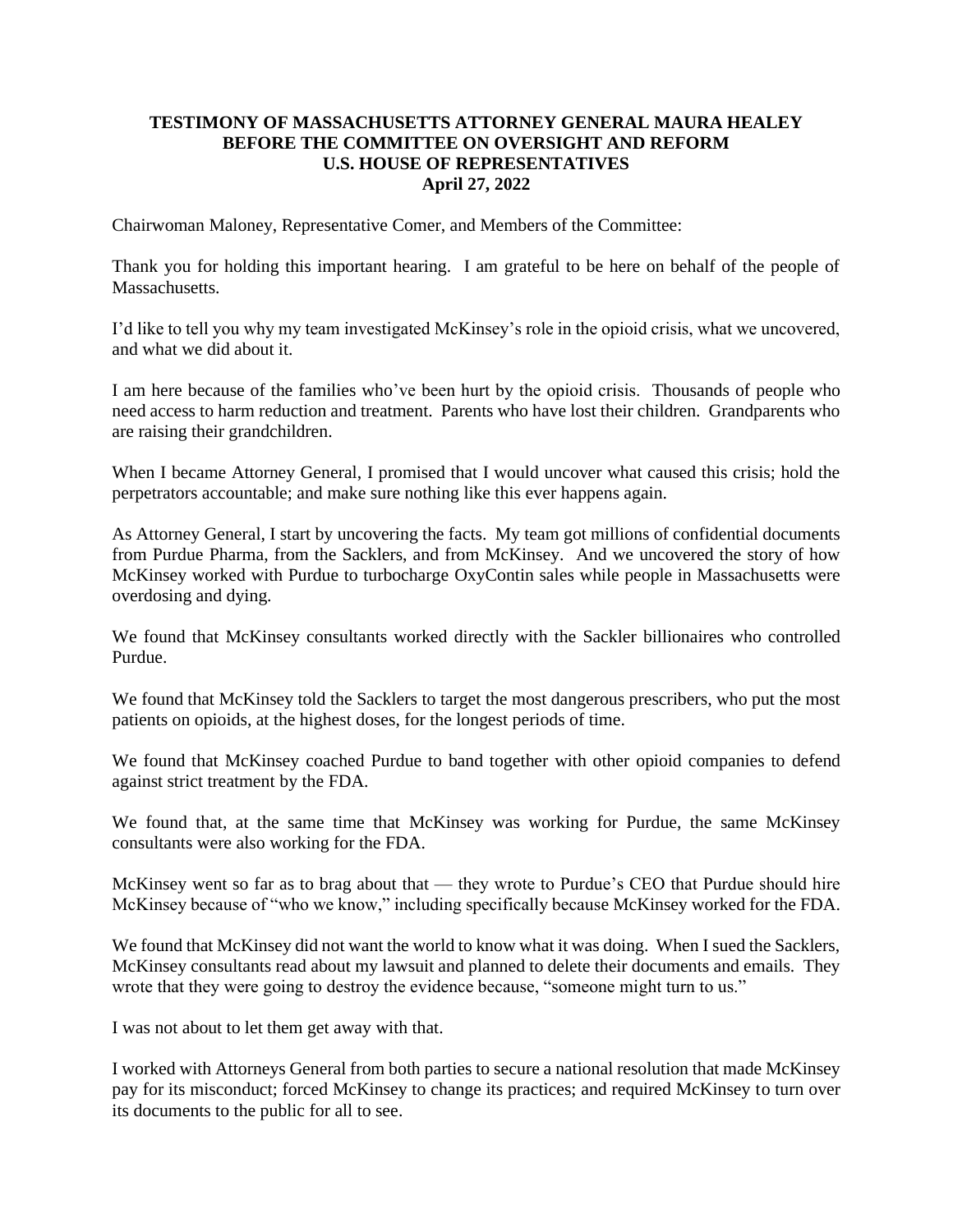**TESTIMONY OF MASSACHUSETTS ATTORNEY GENERAL MAURA HEALEY**
**BEFORE THE COMMITTEE ON OVERSIGHT AND REFORM**
**U.S. HOUSE OF REPRESENTATIVES**
**April 27, 2022**

Chairwoman Maloney, Representative Comer, and Members of the Committee:

Thank you for holding this important hearing. I am grateful to be here on behalf of the people of Massachusetts.

I'd like to tell you why my team investigated McKinsey's role in the opioid crisis, what we uncovered, and what we did about it.

I am here because of the families who've been hurt by the opioid crisis. Thousands of people who need access to harm reduction and treatment. Parents who have lost their children. Grandparents who are raising their grandchildren.

When I became Attorney General, I promised that I would uncover what caused this crisis; hold the perpetrators accountable; and make sure nothing like this ever happens again.

As Attorney General, I start by uncovering the facts. My team got millions of confidential documents from Purdue Pharma, from the Sacklers, and from McKinsey. And we uncovered the story of how McKinsey worked with Purdue to turbocharge OxyContin sales while people in Massachusetts were overdosing and dying.

We found that McKinsey consultants worked directly with the Sackler billionaires who controlled Purdue.

We found that McKinsey told the Sacklers to target the most dangerous prescribers, who put the most patients on opioids, at the highest doses, for the longest periods of time.

We found that McKinsey coached Purdue to band together with other opioid companies to defend against strict treatment by the FDA.

We found that, at the same time that McKinsey was working for Purdue, the same McKinsey consultants were also working for the FDA.

McKinsey went so far as to brag about that — they wrote to Purdue's CEO that Purdue should hire McKinsey because of "who we know," including specifically because McKinsey worked for the FDA.

We found that McKinsey did not want the world to know what it was doing. When I sued the Sacklers, McKinsey consultants read about my lawsuit and planned to delete their documents and emails. They wrote that they were going to destroy the evidence because, "someone might turn to us."

I was not about to let them get away with that.

I worked with Attorneys General from both parties to secure a national resolution that made McKinsey pay for its misconduct; forced McKinsey to change its practices; and required McKinsey to turn over its documents to the public for all to see.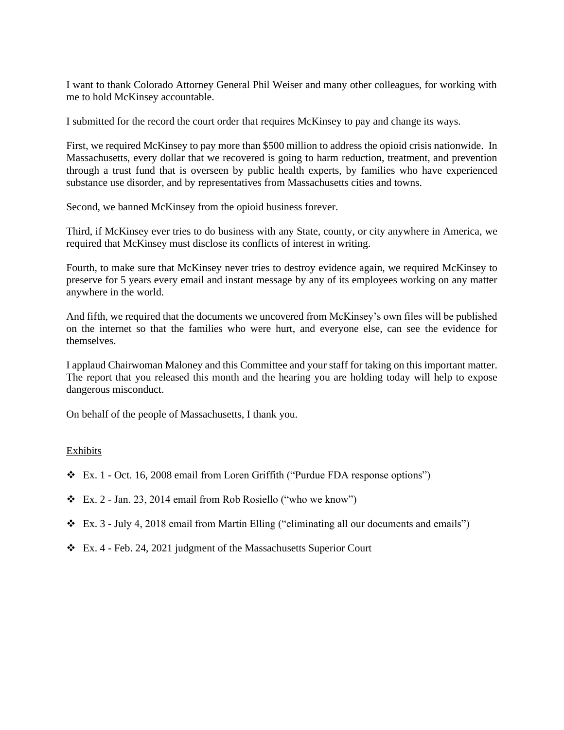I want to thank Colorado Attorney General Phil Weiser and many other colleagues, for working with me to hold McKinsey accountable.

I submitted for the record the court order that requires McKinsey to pay and change its ways.

First, we required McKinsey to pay more than $500 million to address the opioid crisis nationwide. In Massachusetts, every dollar that we recovered is going to harm reduction, treatment, and prevention through a trust fund that is overseen by public health experts, by families who have experienced substance use disorder, and by representatives from Massachusetts cities and towns.

Second, we banned McKinsey from the opioid business forever.

Third, if McKinsey ever tries to do business with any State, county, or city anywhere in America, we required that McKinsey must disclose its conflicts of interest in writing.

Fourth, to make sure that McKinsey never tries to destroy evidence again, we required McKinsey to preserve for 5 years every email and instant message by any of its employees working on any matter anywhere in the world.

And fifth, we required that the documents we uncovered from McKinsey's own files will be published on the internet so that the families who were hurt, and everyone else, can see the evidence for themselves.

I applaud Chairwoman Maloney and this Committee and your staff for taking on this important matter. The report that you released this month and the hearing you are holding today will help to expose dangerous misconduct.

On behalf of the people of Massachusetts, I thank you.

<u>Exhibits</u>

- Ex. 1 - Oct. 16, 2008 email from Loren Griffith ("Purdue FDA response options")
- Ex. 2 - Jan. 23, 2014 email from Rob Rosiello ("who we know")
- Ex. 3 - July 4, 2018 email from Martin Elling ("eliminating all our documents and emails")
- Ex. 4 - Feb. 24, 2021 judgment of the Massachusetts Superior Court